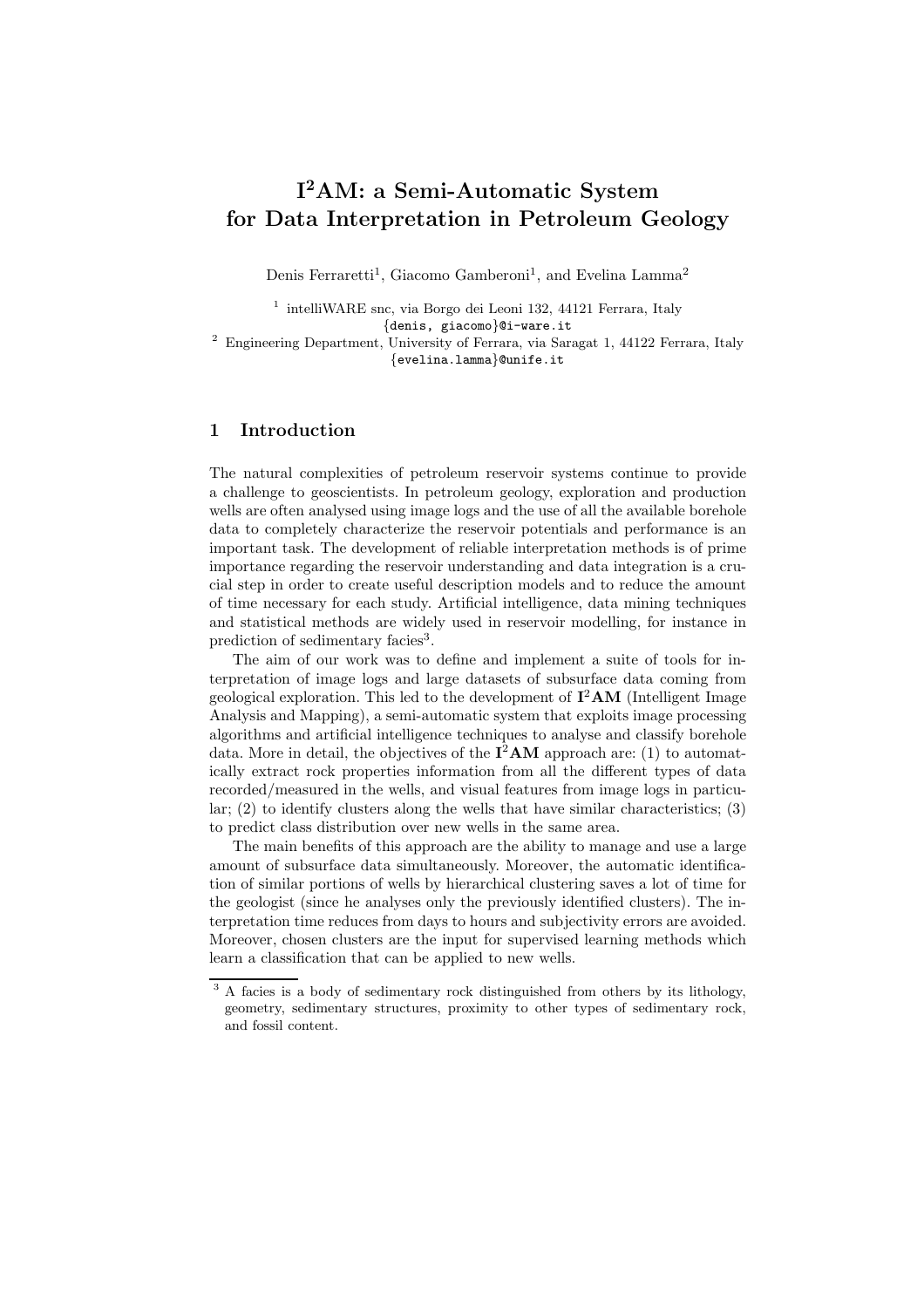# $I^2$AM: a Semi-Automatic System for Data Interpretation in Petroleum Geology

Denis Ferraretti[1], Giacomo Gamberoni[1], and Evelina Lamma[2]

[1] intelliWARE snc, via Borgo dei Leoni 132, 44121 Ferrara, Italy
{denis, giacomo}@i-ware.it
[2] Engineering Department, University of Ferrara, via Saragat 1, 44122 Ferrara, Italy
{evelina.lamma}@unife.it

## 1 Introduction

The natural complexities of petroleum reservoir systems continue to provide a challenge to geoscientists. In petroleum geology, exploration and production wells are often analysed using image logs and the use of all the available borehole data to completely characterize the reservoir potentials and performance is an important task. The development of reliable interpretation methods is of prime importance regarding the reservoir understanding and data integration is a crucial step in order to create useful description models and to reduce the amount of time necessary for each study. Artificial intelligence, data mining techniques and statistical methods are widely used in reservoir modelling, for instance in prediction of sedimentary facies[3].

The aim of our work was to define and implement a suite of tools for interpretation of image logs and large datasets of subsurface data coming from geological exploration. This led to the development of **$I^2$AM** (Intelligent Image Analysis and Mapping), a semi-automatic system that exploits image processing algorithms and artificial intelligence techniques to analyse and classify borehole data. More in detail, the objectives of the **$I^2$AM** approach are: (1) to automatically extract rock properties information from all the different types of data recorded/measured in the wells, and visual features from image logs in particular; (2) to identify clusters along the wells that have similar characteristics; (3) to predict class distribution over new wells in the same area.

The main benefits of this approach are the ability to manage and use a large amount of subsurface data simultaneously. Moreover, the automatic identification of similar portions of wells by hierarchical clustering saves a lot of time for the geologist (since he analyses only the previously identified clusters). The interpretation time reduces from days to hours and subjectivity errors are avoided. Moreover, chosen clusters are the input for supervised learning methods which learn a classification that can be applied to new wells.

[3] A facies is a body of sedimentary rock distinguished from others by its lithology, geometry, sedimentary structures, proximity to other types of sedimentary rock, and fossil content.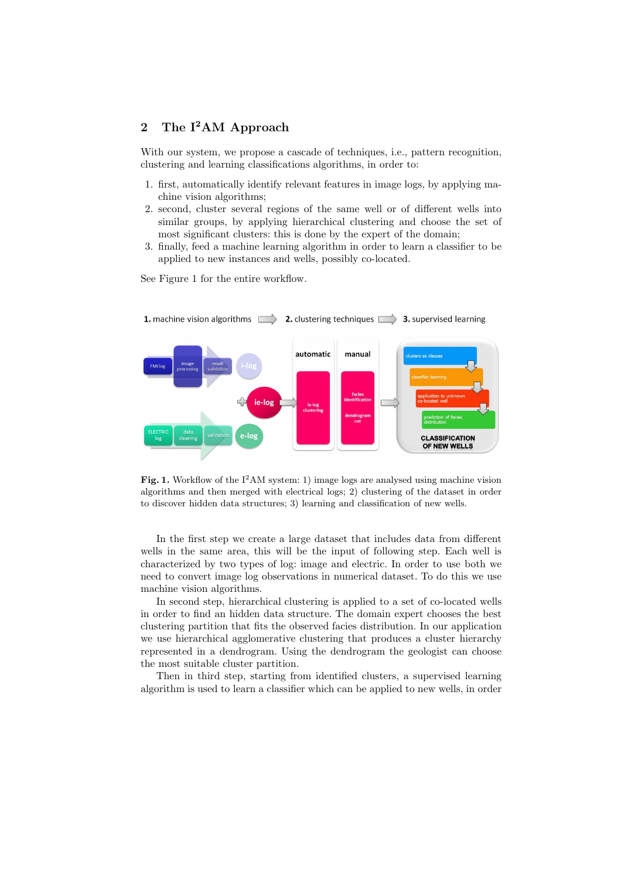## 2 The I$^2$AM Approach

With our system, we propose a cascade of techniques, i.e., pattern recognition, clustering and learning classifications algorithms, in order to:

1. first, automatically identify relevant features in image logs, by applying machine vision algorithms;
2. second, cluster several regions of the same well or of different wells into similar groups, by applying hierarchical clustering and choose the set of most significant clusters: this is done by the expert of the domain;
3. finally, feed a machine learning algorithm in order to learn a classifier to be applied to new instances and wells, possibly co-located.

See Figure 1 for the entire workflow.

**Fig. 1.** Workflow of the I$^2$AM system: 1) image logs are analysed using machine vision algorithms and then merged with electrical logs; 2) clustering of the dataset in order to discover hidden data structures; 3) learning and classification of new wells.

In the first step we create a large dataset that includes data from different wells in the same area, this will be the input of following step. Each well is characterized by two types of log: image and electric. In order to use both we need to convert image log observations in numerical dataset. To do this we use machine vision algorithms.

In second step, hierarchical clustering is applied to a set of co-located wells in order to find an hidden data structure. The domain expert chooses the best clustering partition that fits the observed facies distribution. In our application we use hierarchical agglomerative clustering that produces a cluster hierarchy represented in a dendrogram. Using the dendrogram the geologist can choose the most suitable cluster partition.

Then in third step, starting from identified clusters, a supervised learning algorithm is used to learn a classifier which can be applied to new wells, in order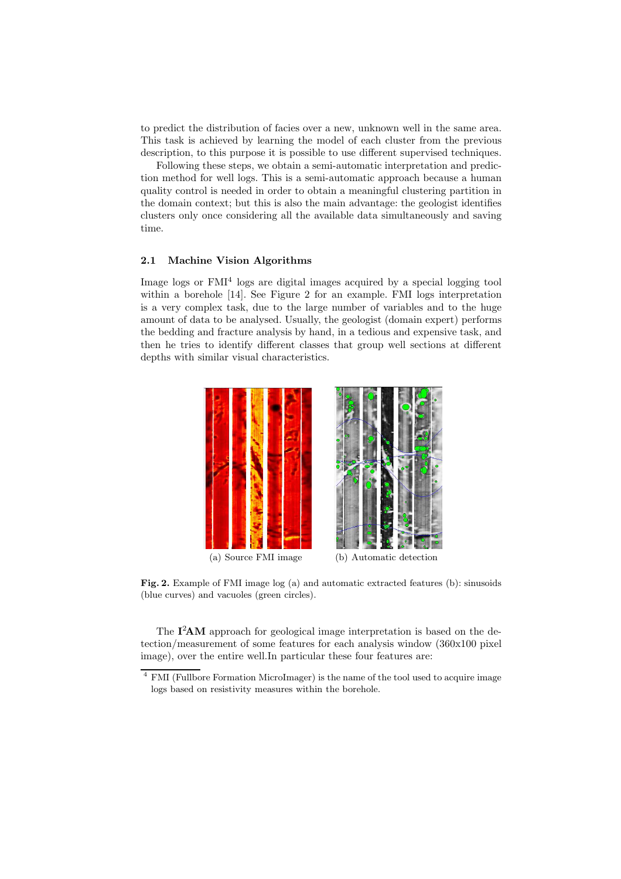to predict the distribution of facies over a new, unknown well in the same area. This task is achieved by learning the model of each cluster from the previous description, to this purpose it is possible to use different supervised techniques.

Following these steps, we obtain a semi-automatic interpretation and prediction method for well logs. This is a semi-automatic approach because a human quality control is needed in order to obtain a meaningful clustering partition in the domain context; but this is also the main advantage: the geologist identifies clusters only once considering all the available data simultaneously and saving time.

### 2.1 Machine Vision Algorithms

Image logs or FMI[4] logs are digital images acquired by a special logging tool within a borehole [14]. See Figure 2 for an example. FMI logs interpretation is a very complex task, due to the large number of variables and to the huge amount of data to be analysed. Usually, the geologist (domain expert) performs the bedding and fracture analysis by hand, in a tedious and expensive task, and then he tries to identify different classes that group well sections at different depths with similar visual characteristics.

(a) Source FMI image

(b) Automatic detection

**Fig. 2.** Example of FMI image log (a) and automatic extracted features (b): sinusoids (blue curves) and vacuoles (green circles).

The **I²AM** approach for geological image interpretation is based on the detection/measurement of some features for each analysis window (360x100 pixel image), over the entire well.In particular these four features are:

[4] FMI (Fullbore Formation MicroImager) is the name of the tool used to acquire image logs based on resistivity measures within the borehole.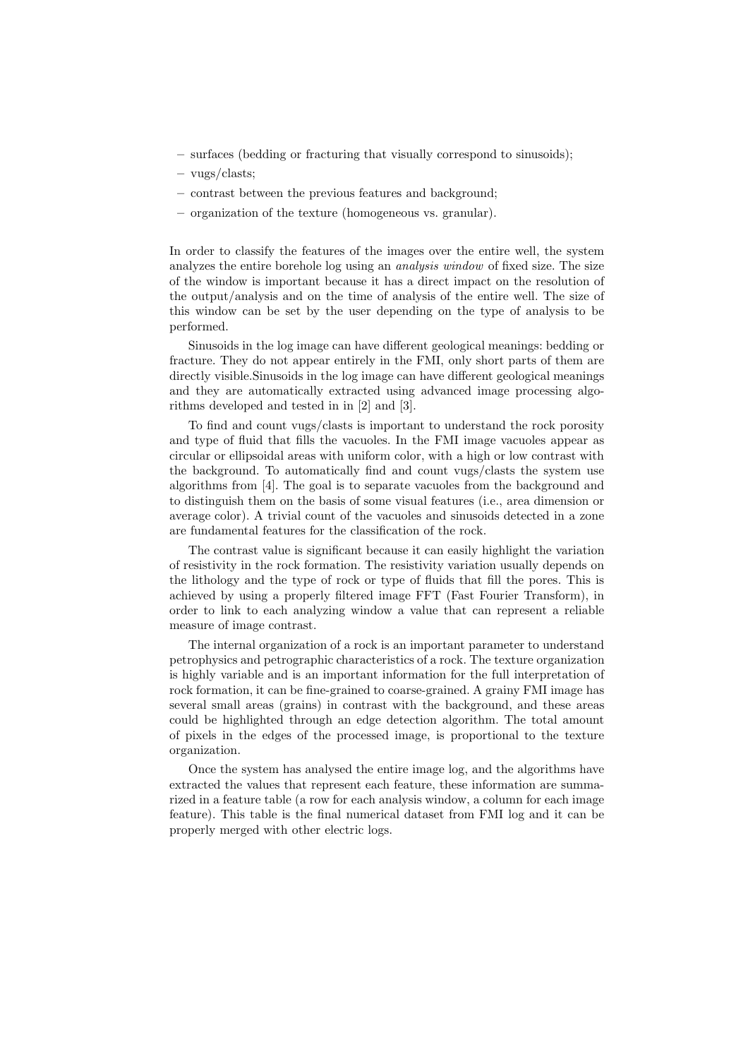- surfaces (bedding or fracturing that visually correspond to sinusoids);
- vugs/clasts;
- contrast between the previous features and background;
- organization of the texture (homogeneous vs. granular).

In order to classify the features of the images over the entire well, the system analyzes the entire borehole log using an *analysis window* of fixed size. The size of the window is important because it has a direct impact on the resolution of the output/analysis and on the time of analysis of the entire well. The size of this window can be set by the user depending on the type of analysis to be performed.

Sinusoids in the log image can have different geological meanings: bedding or fracture. They do not appear entirely in the FMI, only short parts of them are directly visible.Sinusoids in the log image can have different geological meanings and they are automatically extracted using advanced image processing algorithms developed and tested in in [2] and [3].

To find and count vugs/clasts is important to understand the rock porosity and type of fluid that fills the vacuoles. In the FMI image vacuoles appear as circular or ellipsoidal areas with uniform color, with a high or low contrast with the background. To automatically find and count vugs/clasts the system use algorithms from [4]. The goal is to separate vacuoles from the background and to distinguish them on the basis of some visual features (i.e., area dimension or average color). A trivial count of the vacuoles and sinusoids detected in a zone are fundamental features for the classification of the rock.

The contrast value is significant because it can easily highlight the variation of resistivity in the rock formation. The resistivity variation usually depends on the lithology and the type of rock or type of fluids that fill the pores. This is achieved by using a properly filtered image FFT (Fast Fourier Transform), in order to link to each analyzing window a value that can represent a reliable measure of image contrast.

The internal organization of a rock is an important parameter to understand petrophysics and petrographic characteristics of a rock. The texture organization is highly variable and is an important information for the full interpretation of rock formation, it can be fine-grained to coarse-grained. A grainy FMI image has several small areas (grains) in contrast with the background, and these areas could be highlighted through an edge detection algorithm. The total amount of pixels in the edges of the processed image, is proportional to the texture organization.

Once the system has analysed the entire image log, and the algorithms have extracted the values that represent each feature, these information are summarized in a feature table (a row for each analysis window, a column for each image feature). This table is the final numerical dataset from FMI log and it can be properly merged with other electric logs.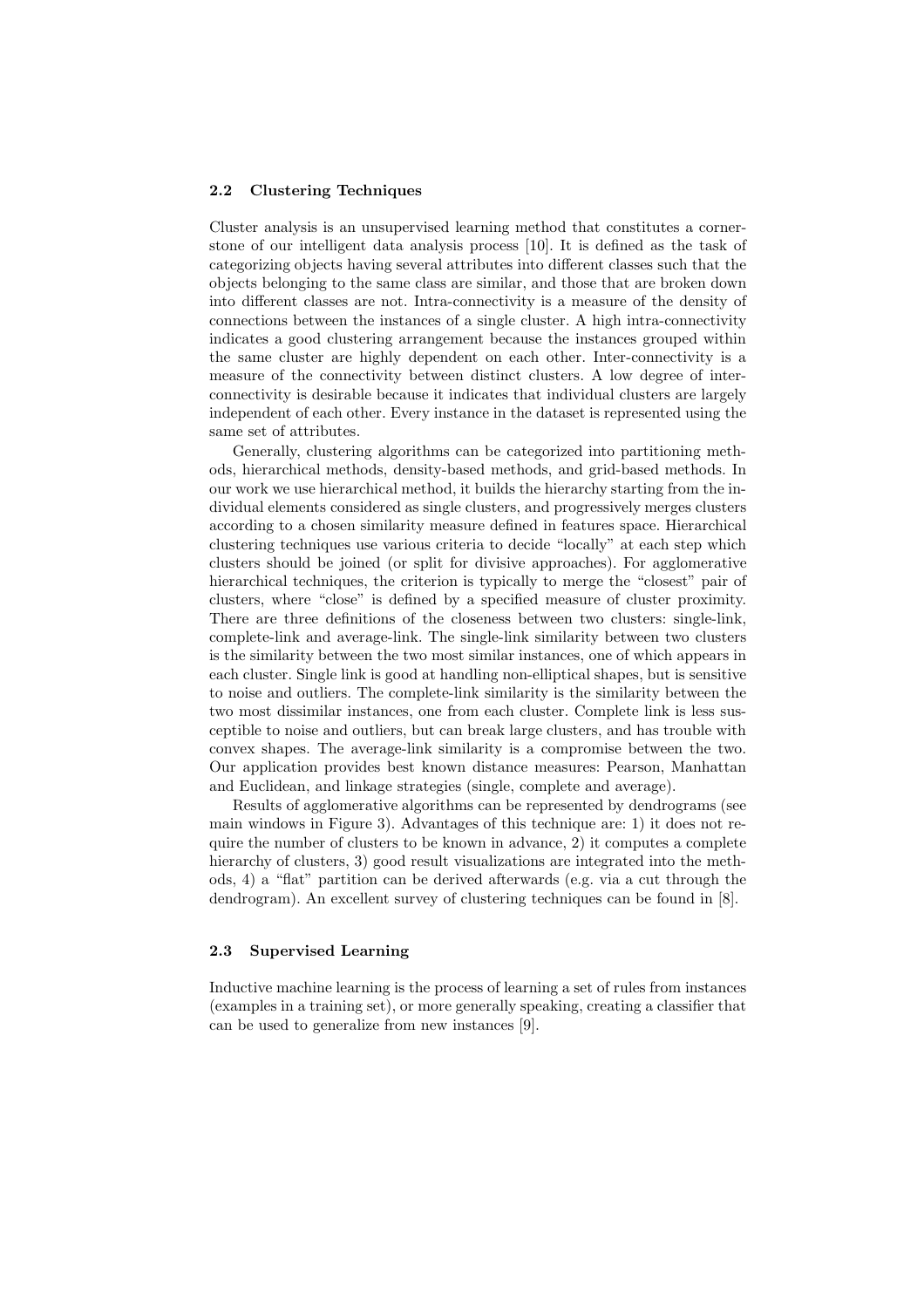### 2.2 Clustering Techniques

Cluster analysis is an unsupervised learning method that constitutes a cornerstone of our intelligent data analysis process [10]. It is defined as the task of categorizing objects having several attributes into different classes such that the objects belonging to the same class are similar, and those that are broken down into different classes are not. Intra-connectivity is a measure of the density of connections between the instances of a single cluster. A high intra-connectivity indicates a good clustering arrangement because the instances grouped within the same cluster are highly dependent on each other. Inter-connectivity is a measure of the connectivity between distinct clusters. A low degree of interconnectivity is desirable because it indicates that individual clusters are largely independent of each other. Every instance in the dataset is represented using the same set of attributes.

Generally, clustering algorithms can be categorized into partitioning methods, hierarchical methods, density-based methods, and grid-based methods. In our work we use hierarchical method, it builds the hierarchy starting from the individual elements considered as single clusters, and progressively merges clusters according to a chosen similarity measure defined in features space. Hierarchical clustering techniques use various criteria to decide "locally" at each step which clusters should be joined (or split for divisive approaches). For agglomerative hierarchical techniques, the criterion is typically to merge the "closest" pair of clusters, where "close" is defined by a specified measure of cluster proximity. There are three definitions of the closeness between two clusters: single-link, complete-link and average-link. The single-link similarity between two clusters is the similarity between the two most similar instances, one of which appears in each cluster. Single link is good at handling non-elliptical shapes, but is sensitive to noise and outliers. The complete-link similarity is the similarity between the two most dissimilar instances, one from each cluster. Complete link is less susceptible to noise and outliers, but can break large clusters, and has trouble with convex shapes. The average-link similarity is a compromise between the two. Our application provides best known distance measures: Pearson, Manhattan and Euclidean, and linkage strategies (single, complete and average).

Results of agglomerative algorithms can be represented by dendrograms (see main windows in Figure 3). Advantages of this technique are: 1) it does not require the number of clusters to be known in advance, 2) it computes a complete hierarchy of clusters, 3) good result visualizations are integrated into the methods, 4) a "flat" partition can be derived afterwards (e.g. via a cut through the dendrogram). An excellent survey of clustering techniques can be found in [8].

### 2.3 Supervised Learning

Inductive machine learning is the process of learning a set of rules from instances (examples in a training set), or more generally speaking, creating a classifier that can be used to generalize from new instances [9].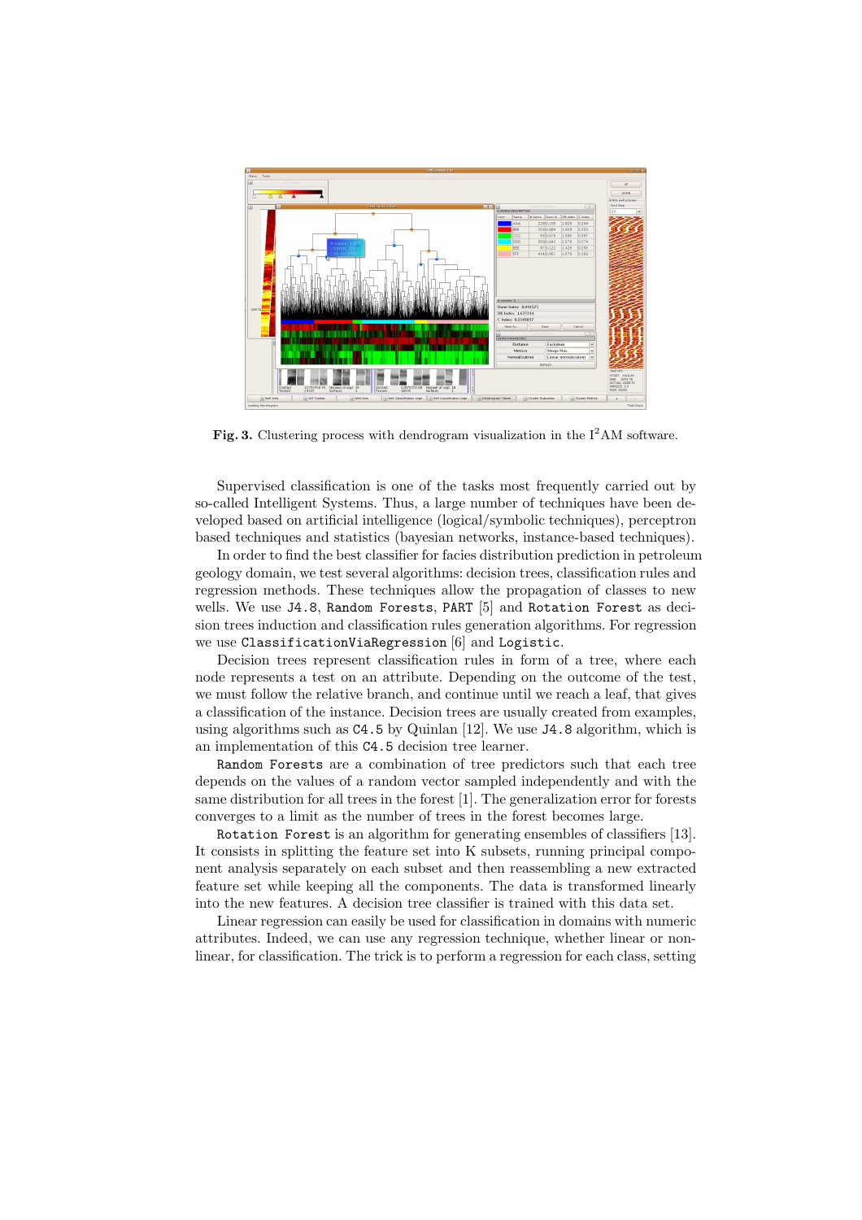**Fig. 3.** Clustering process with dendrogram visualization in the I$^2$AM software.

Supervised classification is one of the tasks most frequently carried out by so-called Intelligent Systems. Thus, a large number of techniques have been developed based on artificial intelligence (logical/symbolic techniques), perceptron based techniques and statistics (bayesian networks, instance-based techniques).

In order to find the best classifier for facies distribution prediction in petroleum geology domain, we test several algorithms: decision trees, classification rules and regression methods. These techniques allow the propagation of classes to new wells. We use `J4.8`, `Random Forests`, `PART` [5] and `Rotation Forest` as decision trees induction and classification rules generation algorithms. For regression we use `ClassificationViaRegression` [6] and `Logistic`.

Decision trees represent classification rules in form of a tree, where each node represents a test on an attribute. Depending on the outcome of the test, we must follow the relative branch, and continue until we reach a leaf, that gives a classification of the instance. Decision trees are usually created from examples, using algorithms such as `C4.5` by Quinlan [12]. We use `J4.8` algorithm, which is an implementation of this `C4.5` decision tree learner.

`Random Forests` are a combination of tree predictors such that each tree depends on the values of a random vector sampled independently and with the same distribution for all trees in the forest [1]. The generalization error for forests converges to a limit as the number of trees in the forest becomes large.

`Rotation Forest` is an algorithm for generating ensembles of classifiers [13]. It consists in splitting the feature set into K subsets, running principal component analysis separately on each subset and then reassembling a new extracted feature set while keeping all the components. The data is transformed linearly into the new features. A decision tree classifier is trained with this data set.

Linear regression can easily be used for classification in domains with numeric attributes. Indeed, we can use any regression technique, whether linear or nonlinear, for classification. The trick is to perform a regression for each class, setting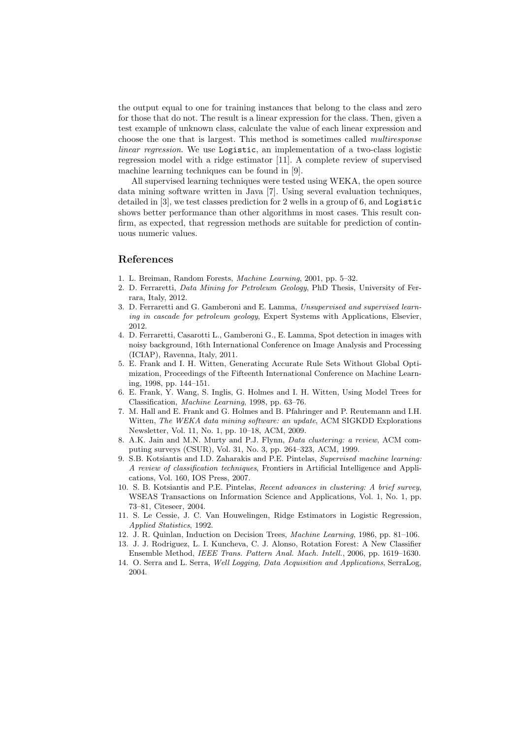the output equal to one for training instances that belong to the class and zero for those that do not. The result is a linear expression for the class. Then, given a test example of unknown class, calculate the value of each linear expression and choose the one that is largest. This method is sometimes called *multiresponse linear regression*. We use `Logistic`, an implementation of a two-class logistic regression model with a ridge estimator [11]. A complete review of supervised machine learning techniques can be found in [9].

All supervised learning techniques were tested using WEKA, the open source data mining software written in Java [7]. Using several evaluation techniques, detailed in [3], we test classes prediction for 2 wells in a group of 6, and `Logistic` shows better performance than other algorithms in most cases. This result confirm, as expected, that regression methods are suitable for prediction of continuous numeric values.

## References

1. L. Breiman, Random Forests, *Machine Learning*, 2001, pp. 5–32.
2. D. Ferraretti, *Data Mining for Petroleum Geology*, PhD Thesis, University of Ferrara, Italy, 2012.
3. D. Ferraretti and G. Gamberoni and E. Lamma, *Unsupervised and supervised learning in cascade for petroleum geology*, Expert Systems with Applications, Elsevier, 2012.
4. D. Ferraretti, Casarotti L., Gamberoni G., E. Lamma, Spot detection in images with noisy background, 16th International Conference on Image Analysis and Processing (ICIAP), Ravenna, Italy, 2011.
5. E. Frank and I. H. Witten, Generating Accurate Rule Sets Without Global Optimization, Proceedings of the Fifteenth International Conference on Machine Learning, 1998, pp. 144–151.
6. E. Frank, Y. Wang, S. Inglis, G. Holmes and I. H. Witten, Using Model Trees for Classification, *Machine Learning*, 1998, pp. 63–76.
7. M. Hall and E. Frank and G. Holmes and B. Pfahringer and P. Reutemann and I.H. Witten, *The WEKA data mining software: an update*, ACM SIGKDD Explorations Newsletter, Vol. 11, No. 1, pp. 10–18, ACM, 2009.
8. A.K. Jain and M.N. Murty and P.J. Flynn, *Data clustering: a review*, ACM computing surveys (CSUR), Vol. 31, No. 3, pp. 264–323, ACM, 1999.
9. S.B. Kotsiantis and I.D. Zaharakis and P.E. Pintelas, *Supervised machine learning: A review of classification techniques*, Frontiers in Artificial Intelligence and Applications, Vol. 160, IOS Press, 2007.
10. S. B. Kotsiantis and P.E. Pintelas, *Recent advances in clustering: A brief survey*, WSEAS Transactions on Information Science and Applications, Vol. 1, No. 1, pp. 73–81, Citeseer, 2004.
11. S. Le Cessie, J. C. Van Houwelingen, Ridge Estimators in Logistic Regression, *Applied Statistics*, 1992.
12. J. R. Quinlan, Induction on Decision Trees, *Machine Learning*, 1986, pp. 81–106.
13. J. J. Rodriguez, L. I. Kuncheva, C. J. Alonso, Rotation Forest: A New Classifier Ensemble Method, *IEEE Trans. Pattern Anal. Mach. Intell.*, 2006, pp. 1619–1630.
14. O. Serra and L. Serra, *Well Logging, Data Acquisition and Applications*, SerraLog, 2004.